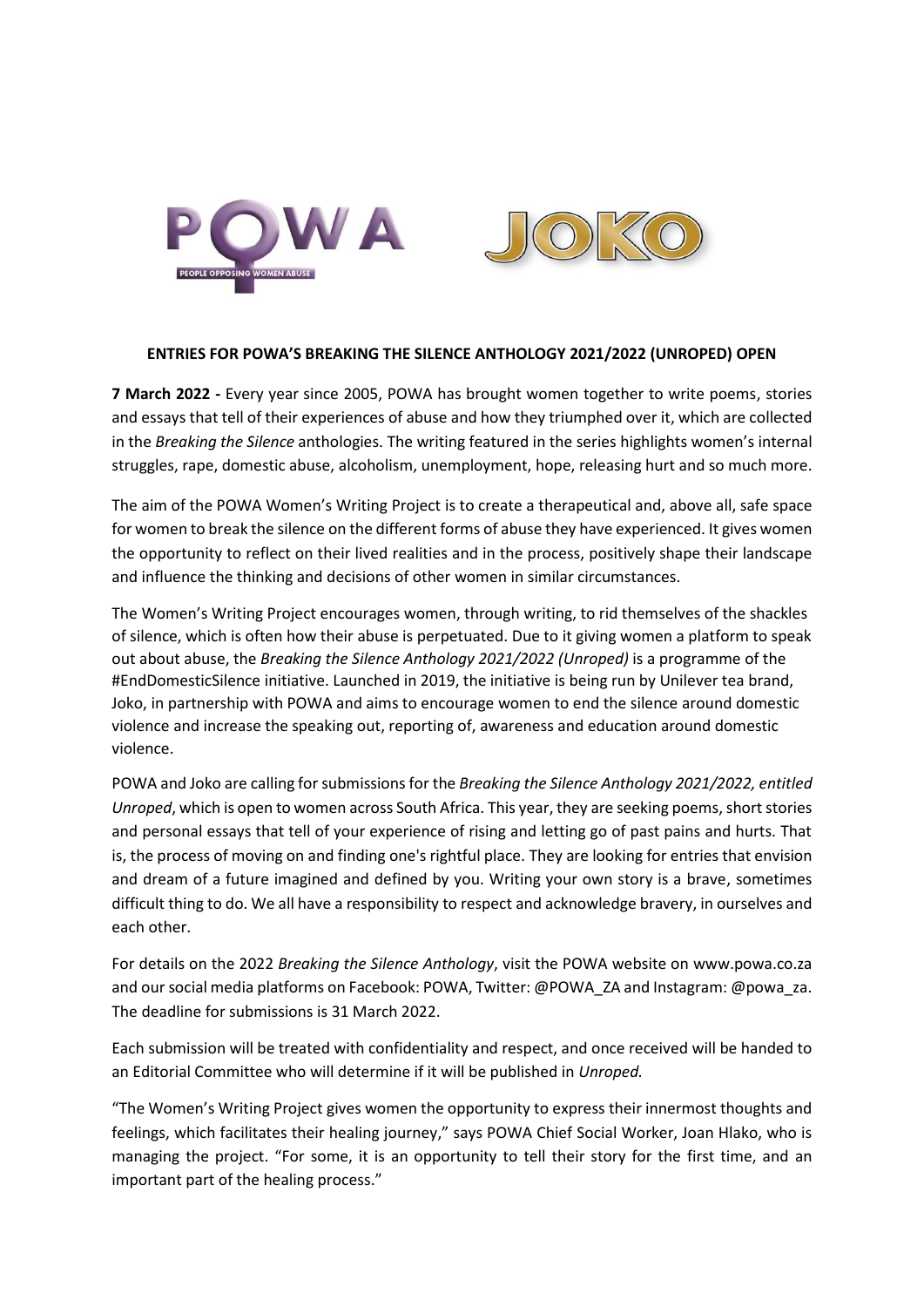**ENTRIES FOR POWA'S BREAKING THE SILENCE ANTHOLOGY 2021/2022 (UNROPED) OPEN**

**7 March 2022 -** Every year since 2005, POWA has brought women together to write poems, stories and essays that tell of their experiences of abuse and how they triumphed over it, which are collected in the *Breaking the Silence* anthologies. The writing featured in the series highlights women's internal struggles, rape, domestic abuse, alcoholism, unemployment, hope, releasing hurt and so much more.

The aim of the POWA Women's Writing Project is to create a therapeutical and, above all, safe space for women to break the silence on the different forms of abuse they have experienced. It gives women the opportunity to reflect on their lived realities and in the process, positively shape their landscape and influence the thinking and decisions of other women in similar circumstances.

The Women's Writing Project encourages women, through writing, to rid themselves of the shackles of silence, which is often how their abuse is perpetuated. Due to it giving women a platform to speak out about abuse, the *Breaking the Silence Anthology 2021/2022 (Unroped)* is a programme of the #EndDomesticSilence initiative. Launched in 2019, the initiative is being run by Unilever tea brand, Joko, in partnership with POWA and aims to encourage women to end the silence around domestic violence and increase the speaking out, reporting of, awareness and education around domestic violence.

POWA and Joko are calling for submissions for the *Breaking the Silence Anthology 2021/2022, entitled Unroped*, which is open to women across South Africa. This year, they are seeking poems, short stories and personal essays that tell of your experience of rising and letting go of past pains and hurts. That is, the process of moving on and finding one's rightful place. They are looking for entries that envision and dream of a future imagined and defined by you. Writing your own story is a brave, sometimes difficult thing to do. We all have a responsibility to respect and acknowledge bravery, in ourselves and each other.

For details on the 2022 *Breaking the Silence Anthology*, visit the POWA website on www.powa.co.za and our social media platforms on Facebook: POWA, Twitter: @POWA_ZA and Instagram: @powa_za. The deadline for submissions is 31 March 2022.

Each submission will be treated with confidentiality and respect, and once received will be handed to an Editorial Committee who will determine if it will be published in *Unroped.*

"The Women's Writing Project gives women the opportunity to express their innermost thoughts and feelings, which facilitates their healing journey," says POWA Chief Social Worker, Joan Hlako, who is managing the project. "For some, it is an opportunity to tell their story for the first time, and an important part of the healing process."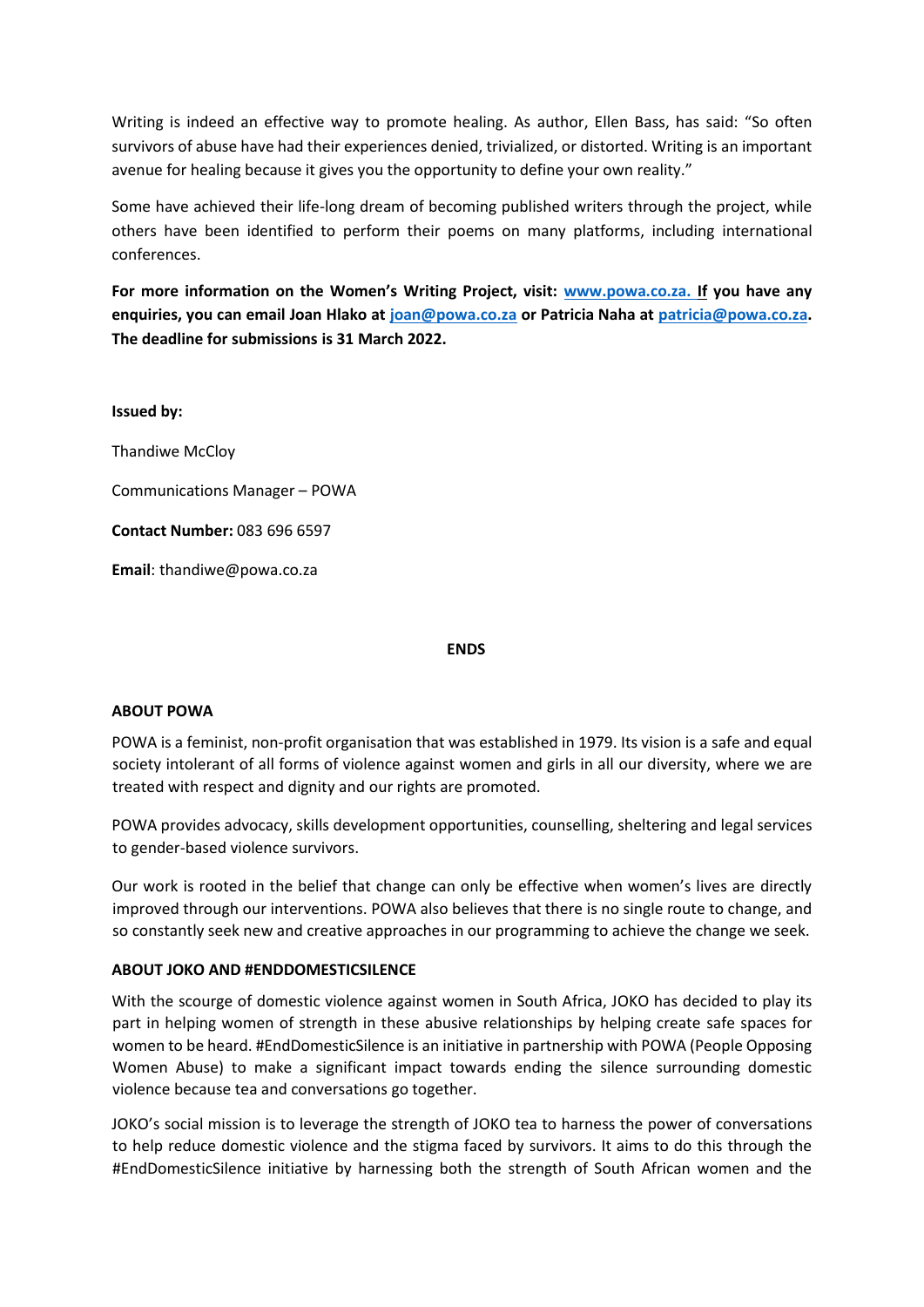Writing is indeed an effective way to promote healing. As author, Ellen Bass, has said: "So often survivors of abuse have had their experiences denied, trivialized, or distorted. Writing is an important avenue for healing because it gives you the opportunity to define your own reality."

Some have achieved their life-long dream of becoming published writers through the project, while others have been identified to perform their poems on many platforms, including international conferences.

**For more information on the Women's Writing Project, visit: [www.powa.co.za.](http://www.powa.co.za) If you have any enquiries, you can email Joan Hlako at [joan@powa.co.za](mailto:joan@powa.co.za) or Patricia Naha at [patricia@powa.co.za](mailto:patricia@powa.co.za). The deadline for submissions is 31 March 2022.**

**Issued by:**

Thandiwe McCloy

Communications Manager – POWA

**Contact Number:** 083 696 6597

**Email**: thandiwe@powa.co.za

**ENDS**

**ABOUT POWA**

POWA is a feminist, non-profit organisation that was established in 1979. Its vision is a safe and equal society intolerant of all forms of violence against women and girls in all our diversity, where we are treated with respect and dignity and our rights are promoted.

POWA provides advocacy, skills development opportunities, counselling, sheltering and legal services to gender-based violence survivors.

Our work is rooted in the belief that change can only be effective when women's lives are directly improved through our interventions. POWA also believes that there is no single route to change, and so constantly seek new and creative approaches in our programming to achieve the change we seek.

**ABOUT JOKO AND #ENDDOMESTICSILENCE**

With the scourge of domestic violence against women in South Africa, JOKO has decided to play its part in helping women of strength in these abusive relationships by helping create safe spaces for women to be heard. #EndDomesticSilence is an initiative in partnership with POWA (People Opposing Women Abuse) to make a significant impact towards ending the silence surrounding domestic violence because tea and conversations go together.

JOKO's social mission is to leverage the strength of JOKO tea to harness the power of conversations to help reduce domestic violence and the stigma faced by survivors. It aims to do this through the #EndDomesticSilence initiative by harnessing both the strength of South African women and the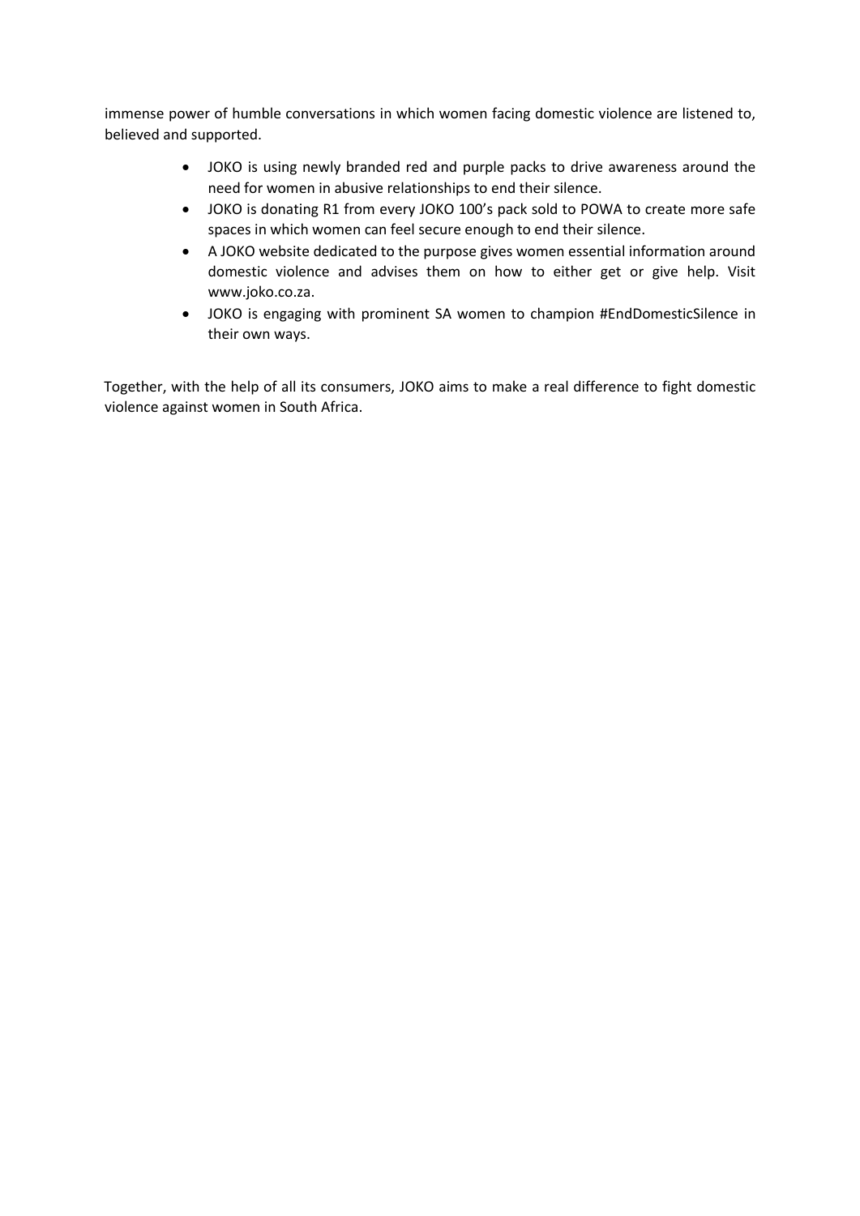immense power of humble conversations in which women facing domestic violence are listened to, believed and supported.

- JOKO is using newly branded red and purple packs to drive awareness around the need for women in abusive relationships to end their silence.
- JOKO is donating R1 from every JOKO 100's pack sold to POWA to create more safe spaces in which women can feel secure enough to end their silence.
- A JOKO website dedicated to the purpose gives women essential information around domestic violence and advises them on how to either get or give help. Visit www.joko.co.za.
- JOKO is engaging with prominent SA women to champion #EndDomesticSilence in their own ways.

Together, with the help of all its consumers, JOKO aims to make a real difference to fight domestic violence against women in South Africa.